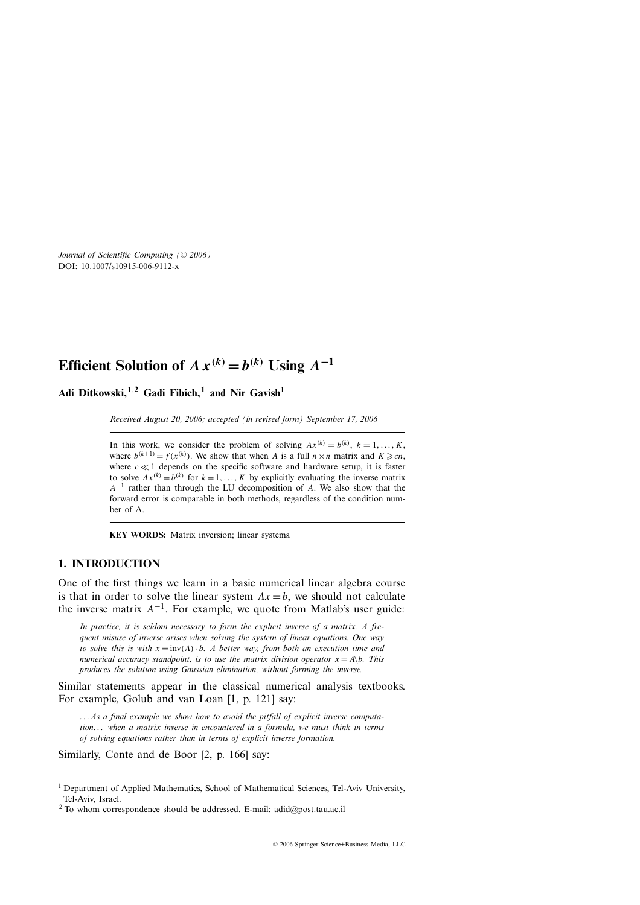Journal of Scientific Computing (© 2006)
DOI: 10.1007/s10915-006-9112-x

# Efficient Solution of $A\,x^{(k)} = b^{(k)}$ Using $A^{-1}$

**Adi Ditkowski,[1,2] Gadi Fibich,[1] and Nir Gavish[1]**

*Received August 20, 2006; accepted (in revised form) September 17, 2006*

In this work, we consider the problem of solving $Ax^{(k)} = b^{(k)}$, $k = 1, \ldots, K$, where $b^{(k+1)} = f(x^{(k)})$. We show that when $A$ is a full $n \times n$ matrix and $K \geqslant cn$, where $c \ll 1$ depends on the specific software and hardware setup, it is faster to solve $Ax^{(k)} = b^{(k)}$ for $k = 1, \ldots, K$ by explicitly evaluating the inverse matrix $A^{-1}$ rather than through the LU decomposition of $A$. We also show that the forward error is comparable in both methods, regardless of the condition number of A.

**KEY WORDS:** Matrix inversion; linear systems.

## 1. INTRODUCTION

One of the first things we learn in a basic numerical linear algebra course is that in order to solve the linear system $Ax = b$, we should not calculate the inverse matrix $A^{-1}$. For example, we quote from Matlab's user guide:

> *In practice, it is seldom necessary to form the explicit inverse of a matrix. A frequent misuse of inverse arises when solving the system of linear equations. One way to solve this is with $x = \text{inv}(A) \cdot b$. A better way, from both an execution time and numerical accuracy standpoint, is to use the matrix division operator $x = A\backslash b$. This produces the solution using Gaussian elimination, without forming the inverse.*

Similar statements appear in the classical numerical analysis textbooks. For example, Golub and van Loan [1, p. 121] say:

> *...As a final example we show how to avoid the pitfall of explicit inverse computation... when a matrix inverse in encountered in a formula, we must think in terms of solving equations rather than in terms of explicit inverse formation.*

Similarly, Conte and de Boor [2, p. 166] say:

---

[1] Department of Applied Mathematics, School of Mathematical Sciences, Tel-Aviv University, Tel-Aviv, Israel.

[2] To whom correspondence should be addressed. E-mail: adid@post.tau.ac.il

© 2006 Springer Science+Business Media, LLC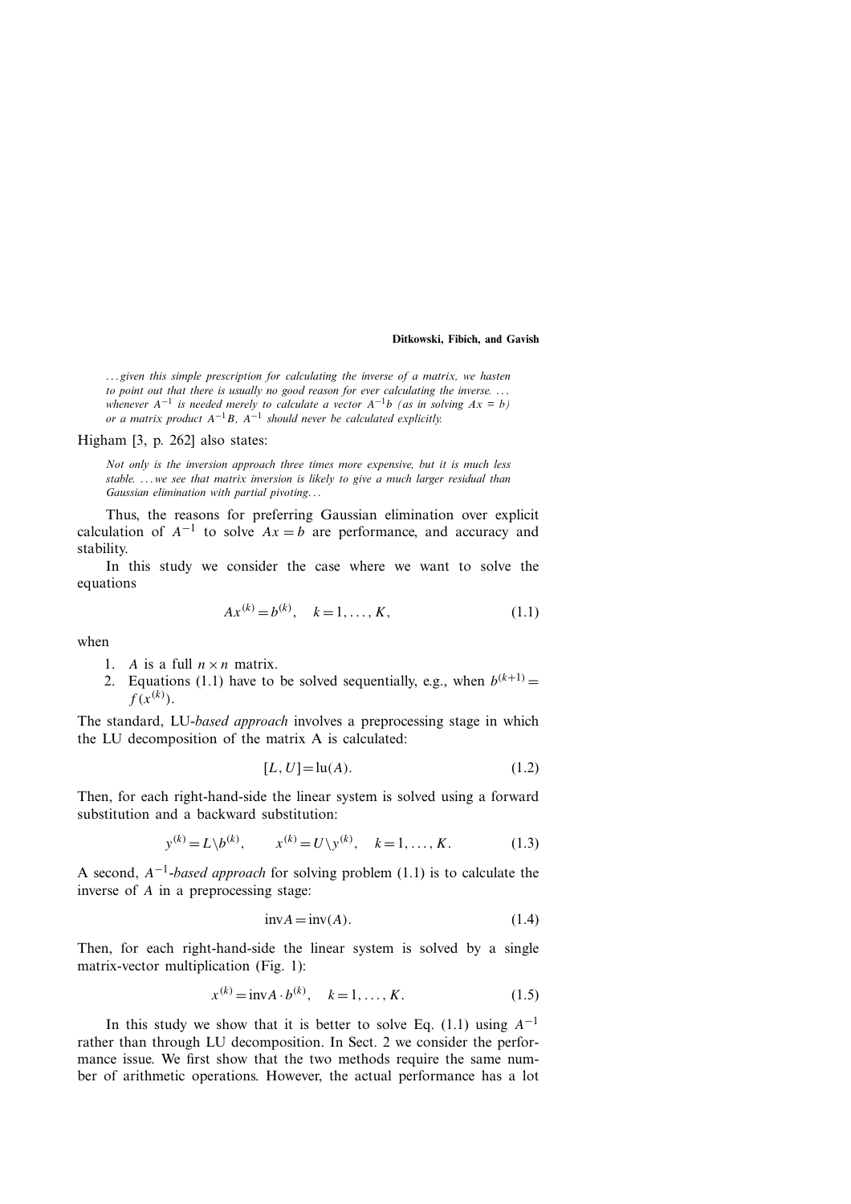> *...given this simple prescription for calculating the inverse of a matrix, we hasten to point out that there is usually no good reason for ever calculating the inverse. ... whenever $A^{-1}$ is needed merely to calculate a vector $A^{-1}b$ (as in solving $Ax = b$) or a matrix product $A^{-1}B$, $A^{-1}$ should never be calculated explicitly.*

Higham [3, p. 262] also states:

> *Not only is the inversion approach three times more expensive, but it is much less stable. ...we see that matrix inversion is likely to give a much larger residual than Gaussian elimination with partial pivoting...*

Thus, the reasons for preferring Gaussian elimination over explicit calculation of $A^{-1}$ to solve $Ax = b$ are performance, and accuracy and stability.

In this study we consider the case where we want to solve the equations

$$Ax^{(k)} = b^{(k)}, \quad k = 1, \ldots, K, \tag{1.1}$$

when

1. $A$ is a full $n \times n$ matrix.
2. Equations (1.1) have to be solved sequentially, e.g., when $b^{(k+1)} = f(x^{(k)})$.

The standard, LU-*based approach* involves a preprocessing stage in which the LU decomposition of the matrix A is calculated:

$$[L, U] = \text{lu}(A). \tag{1.2}$$

Then, for each right-hand-side the linear system is solved using a forward substitution and a backward substitution:

$$y^{(k)} = L \backslash b^{(k)}, \qquad x^{(k)} = U \backslash y^{(k)}, \quad k = 1, \ldots, K. \tag{1.3}$$

A second, $A^{-1}$-*based approach* for solving problem (1.1) is to calculate the inverse of $A$ in a preprocessing stage:

$$\text{inv}A = \text{inv}(A). \tag{1.4}$$

Then, for each right-hand-side the linear system is solved by a single matrix-vector multiplication (Fig. 1):

$$x^{(k)} = \text{inv}A \cdot b^{(k)}, \quad k = 1, \ldots, K. \tag{1.5}$$

In this study we show that it is better to solve Eq. (1.1) using $A^{-1}$ rather than through LU decomposition. In Sect. 2 we consider the performance issue. We first show that the two methods require the same number of arithmetic operations. However, the actual performance has a lot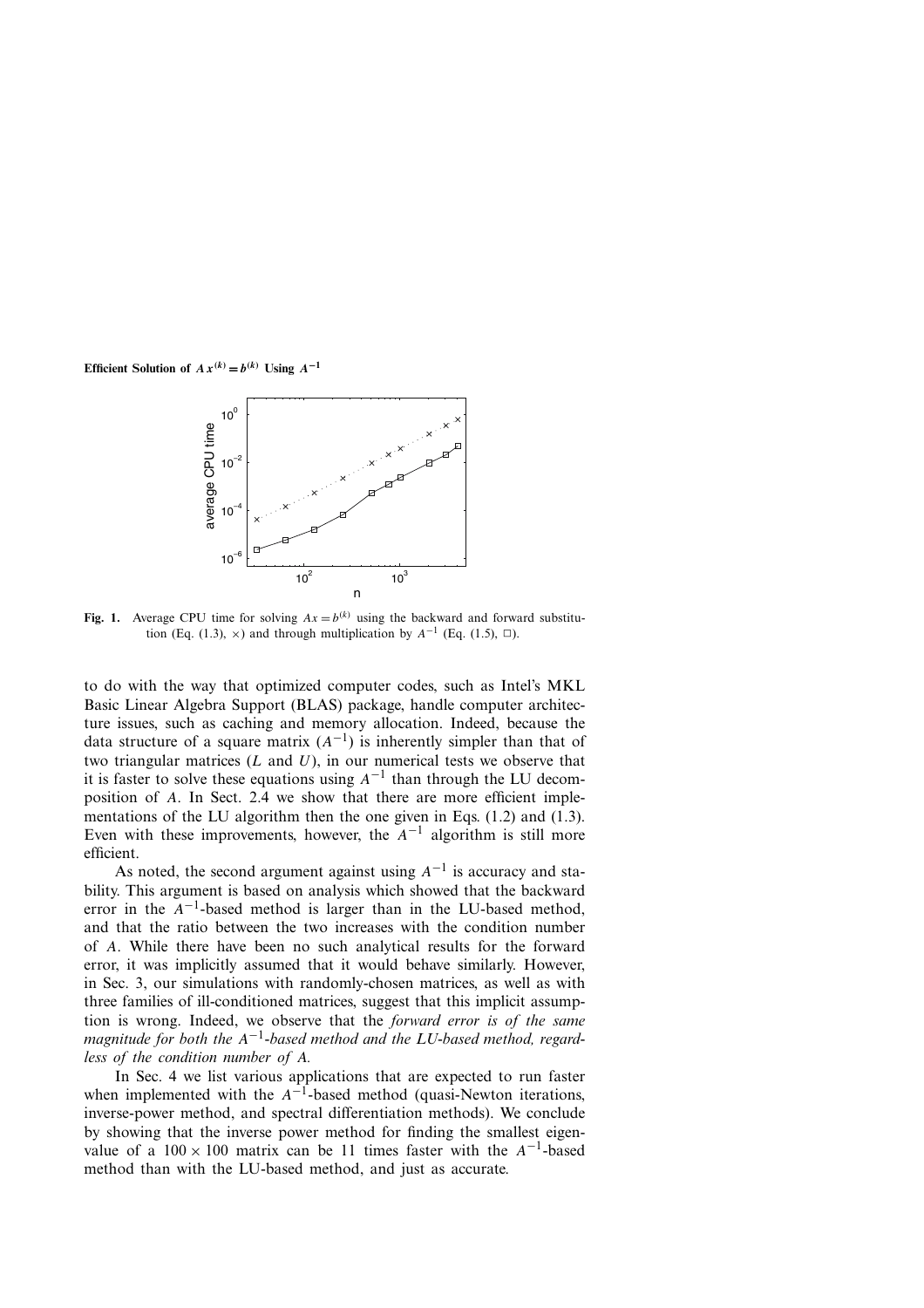Fig. 1. Average CPU time for solving $Ax = b^{(k)}$ using the backward and forward substitution (Eq. (1.3), $\times$) and through multiplication by $A^{-1}$ (Eq. (1.5), $\square$).

to do with the way that optimized computer codes, such as Intel's MKL Basic Linear Algebra Support (BLAS) package, handle computer architecture issues, such as caching and memory allocation. Indeed, because the data structure of a square matrix ($A^{-1}$) is inherently simpler than that of two triangular matrices ($L$ and $U$), in our numerical tests we observe that it is faster to solve these equations using $A^{-1}$ than through the LU decomposition of $A$. In Sect. 2.4 we show that there are more efficient implementations of the LU algorithm then the one given in Eqs. (1.2) and (1.3). Even with these improvements, however, the $A^{-1}$ algorithm is still more efficient.

As noted, the second argument against using $A^{-1}$ is accuracy and stability. This argument is based on analysis which showed that the backward error in the $A^{-1}$-based method is larger than in the LU-based method, and that the ratio between the two increases with the condition number of $A$. While there have been no such analytical results for the forward error, it was implicitly assumed that it would behave similarly. However, in Sec. 3, our simulations with randomly-chosen matrices, as well as with three families of ill-conditioned matrices, suggest that this implicit assumption is wrong. Indeed, we observe that the *forward error is of the same magnitude for both the $A^{-1}$-based method and the LU-based method, regardless of the condition number of A.*

In Sec. 4 we list various applications that are expected to run faster when implemented with the $A^{-1}$-based method (quasi-Newton iterations, inverse-power method, and spectral differentiation methods). We conclude by showing that the inverse power method for finding the smallest eigenvalue of a $100 \times 100$ matrix can be 11 times faster with the $A^{-1}$-based method than with the LU-based method, and just as accurate.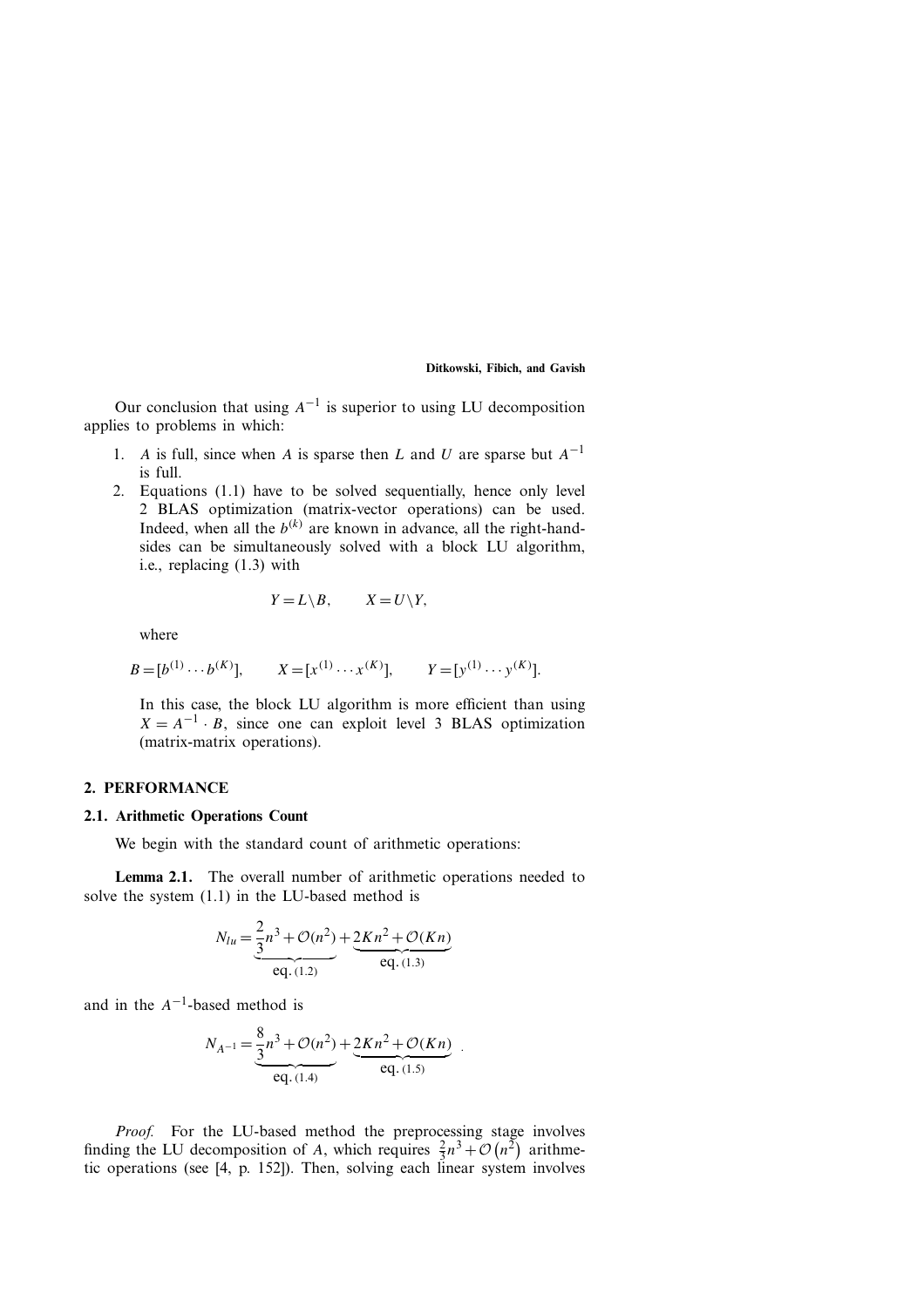Our conclusion that using $A^{-1}$ is superior to using LU decomposition applies to problems in which:

1. $A$ is full, since when $A$ is sparse then $L$ and $U$ are sparse but $A^{-1}$ is full.
2. Equations (1.1) have to be solved sequentially, hence only level 2 BLAS optimization (matrix-vector operations) can be used. Indeed, when all the $b^{(k)}$ are known in advance, all the right-hand-sides can be simultaneously solved with a block LU algorithm, i.e., replacing (1.3) with

$$Y = L \backslash B, \qquad X = U \backslash Y,$$

where

$$B = [b^{(1)} \cdots b^{(K)}], \qquad X = [x^{(1)} \cdots x^{(K)}], \qquad Y = [y^{(1)} \cdots y^{(K)}].$$

In this case, the block LU algorithm is more efficient than using $X = A^{-1} \cdot B$, since one can exploit level 3 BLAS optimization (matrix-matrix operations).

## 2. PERFORMANCE

### 2.1. Arithmetic Operations Count

We begin with the standard count of arithmetic operations:

**Lemma 2.1.** The overall number of arithmetic operations needed to solve the system (1.1) in the LU-based method is

$$N_{lu} = \underbrace{\frac{2}{3}n^3 + \mathcal{O}(n^2)}_{\text{eq. (1.2)}} + \underbrace{2Kn^2 + \mathcal{O}(Kn)}_{\text{eq. (1.3)}}$$

and in the $A^{-1}$-based method is

$$N_{A^{-1}} = \underbrace{\frac{8}{3}n^3 + \mathcal{O}(n^2)}_{\text{eq. (1.4)}} + \underbrace{2Kn^2 + \mathcal{O}(Kn)}_{\text{eq. (1.5)}}.$$

*Proof.* For the LU-based method the preprocessing stage involves finding the LU decomposition of $A$, which requires $\frac{2}{3}n^3 + \mathcal{O}(n^2)$ arithmetic operations (see [4, p. 152]). Then, solving each linear system involves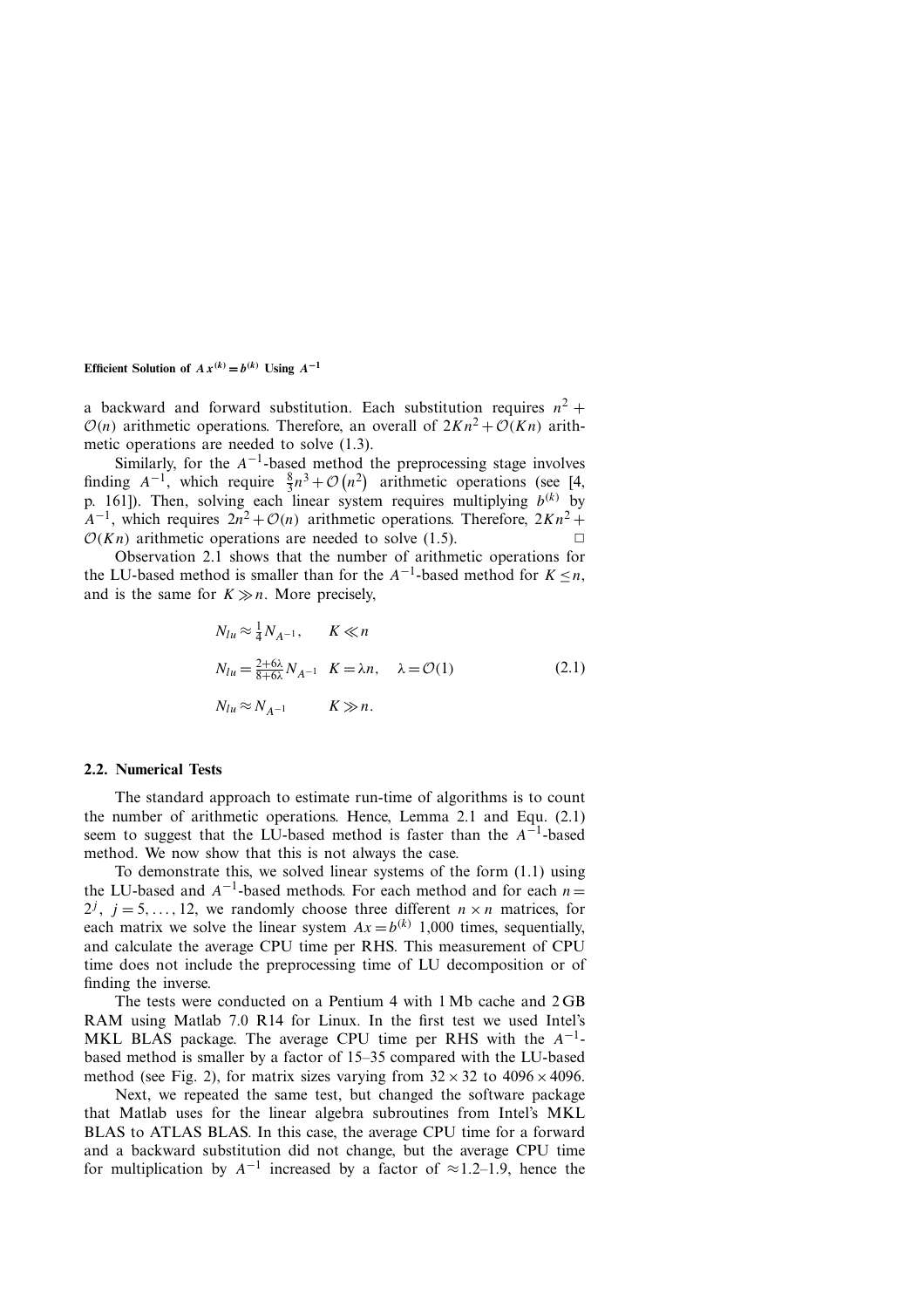a backward and forward substitution. Each substitution requires $n^2 + \mathcal{O}(n)$ arithmetic operations. Therefore, an overall of $2Kn^2 + \mathcal{O}(Kn)$ arithmetic operations are needed to solve (1.3).

Similarly, for the $A^{-1}$-based method the preprocessing stage involves finding $A^{-1}$, which require $\frac{8}{3}n^3 + \mathcal{O}\left(n^2\right)$ arithmetic operations (see [4, p. 161]). Then, solving each linear system requires multiplying $b^{(k)}$ by $A^{-1}$, which requires $2n^2 + \mathcal{O}(n)$ arithmetic operations. Therefore, $2Kn^2 + \mathcal{O}(Kn)$ arithmetic operations are needed to solve (1.5). □

Observation 2.1 shows that the number of arithmetic operations for the LU-based method is smaller than for the $A^{-1}$-based method for $K \leq n$, and is the same for $K \gg n$. More precisely,

$$
\begin{aligned}
&N_{lu} \approx \tfrac{1}{4} N_{A^{-1}}, \qquad K \ll n \\
&N_{lu} = \tfrac{2+6\lambda}{8+6\lambda} N_{A^{-1}} \quad K = \lambda n, \quad \lambda = \mathcal{O}(1) \\
&N_{lu} \approx N_{A^{-1}} \qquad K \gg n.
\end{aligned}
\tag{2.1}
$$

### 2.2. Numerical Tests

The standard approach to estimate run-time of algorithms is to count the number of arithmetic operations. Hence, Lemma 2.1 and Equ. (2.1) seem to suggest that the LU-based method is faster than the $A^{-1}$-based method. We now show that this is not always the case.

To demonstrate this, we solved linear systems of the form (1.1) using the LU-based and $A^{-1}$-based methods. For each method and for each $n = 2^j$, $j = 5, \ldots, 12$, we randomly choose three different $n \times n$ matrices, for each matrix we solve the linear system $Ax = b^{(k)}$ 1,000 times, sequentially, and calculate the average CPU time per RHS. This measurement of CPU time does not include the preprocessing time of LU decomposition or of finding the inverse.

The tests were conducted on a Pentium 4 with 1 Mb cache and 2 GB RAM using Matlab 7.0 R14 for Linux. In the first test we used Intel's MKL BLAS package. The average CPU time per RHS with the $A^{-1}$-based method is smaller by a factor of 15–35 compared with the LU-based method (see Fig. 2), for matrix sizes varying from $32 \times 32$ to $4096 \times 4096$.

Next, we repeated the same test, but changed the software package that Matlab uses for the linear algebra subroutines from Intel's MKL BLAS to ATLAS BLAS. In this case, the average CPU time for a forward and a backward substitution did not change, but the average CPU time for multiplication by $A^{-1}$ increased by a factor of $\approx$1.2–1.9, hence the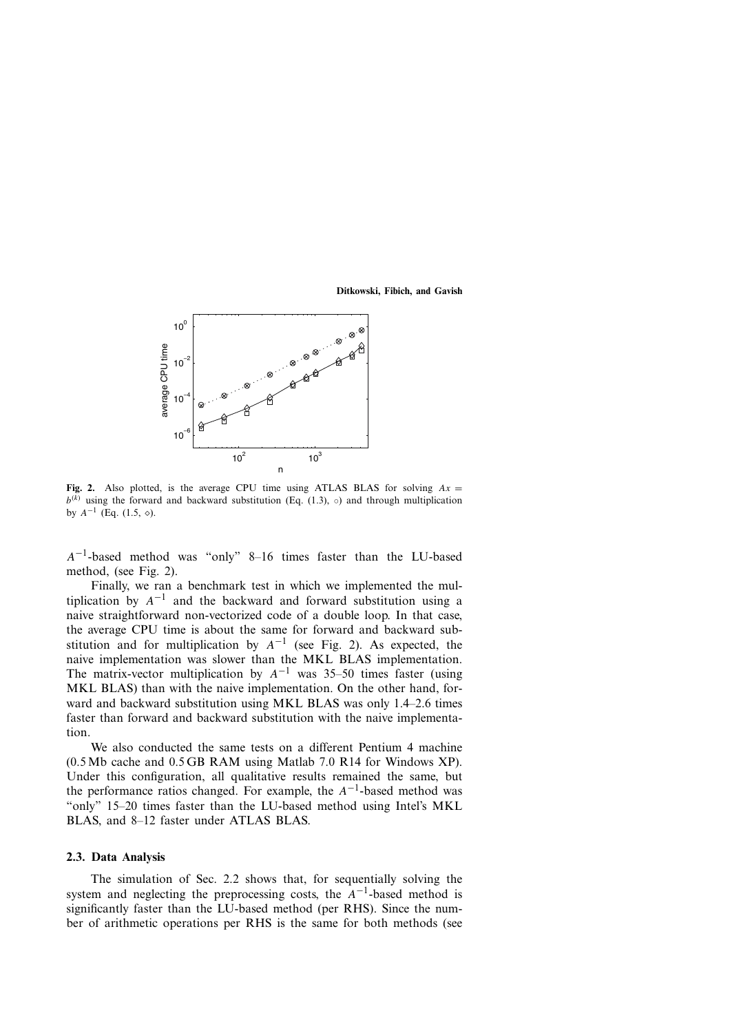**Fig. 2.** Also plotted, is the average CPU using ATLAS BLAS for solving $Ax = b^{(k)}$ using the forward and backward substitution (Eq. (1.3), $\circ$) and through multiplication by $A^{-1}$ (Eq. (1.5, $\diamond$).

$A^{-1}$-based method was "only" 8–16 times faster than the LU-based method, (see Fig. 2).

Finally, we ran a benchmark test in which we implemented the multiplication by $A^{-1}$ and the backward and forward substitution using a naive straightforward non-vectorized code of a double loop. In that case, the average CPU time is about the same for forward and backward substitution and for multiplication by $A^{-1}$ (see Fig. 2). As expected, the naive implementation was slower than the MKL BLAS implementation. The matrix-vector multiplication by $A^{-1}$ was 35–50 times faster (using MKL BLAS) than with the naive implementation. On the other hand, forward and backward substitution using MKL BLAS was only 1.4–2.6 times faster than forward and backward substitution with the naive implementation.

We also conducted the same tests on a different Pentium 4 machine (0.5 Mb cache and 0.5 GB RAM using Matlab 7.0 R14 for Windows XP). Under this configuration, all qualitative results remained the same, but the performance ratios changed. For example, the $A^{-1}$-based method was "only" 15–20 times faster than the LU-based method using Intel's MKL BLAS, and 8–12 faster under ATLAS BLAS.

### 2.3. Data Analysis

The simulation of Sec. 2.2 shows that, for sequentially solving the system and neglecting the preprocessing costs, the $A^{-1}$-based method is significantly faster than the LU-based method (per RHS). Since the number of arithmetic operations per RHS is the same for both methods (see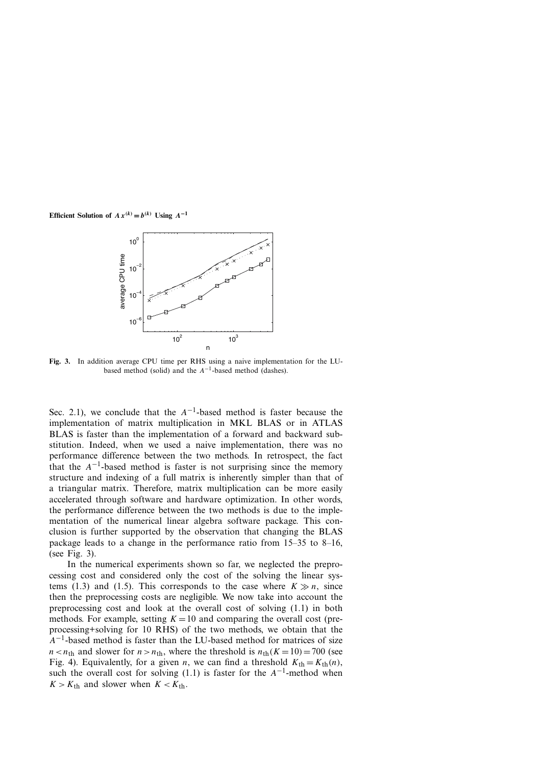Fig. 3. In addition average CPU time per RHS using a naive implementation for the LU-based method (solid) and the $A^{-1}$-based method (dashes).

Sec. 2.1), we conclude that the $A^{-1}$-based method is faster because the implementation of matrix multiplication in MKL BLAS or in ATLAS BLAS is faster than the implementation of a forward and backward substitution. Indeed, when we used a naive implementation, there was no performance difference between the two methods. In retrospect, the fact that the $A^{-1}$-based method is faster is not surprising since the memory structure and indexing of a full matrix is inherently simpler than that of a triangular matrix. Therefore, matrix multiplication can be more easily accelerated through software and hardware optimization. In other words, the performance difference between the two methods is due to the implementation of the numerical linear algebra software package. This conclusion is further supported by the observation that changing the BLAS package leads to a change in the performance ratio from 15–35 to 8–16, (see Fig. 3).

In the numerical experiments shown so far, we neglected the preprocessing cost and considered only the cost of the solving the linear systems (1.3) and (1.5). This corresponds to the case where $K \gg n$, since then the preprocessing costs are negligible. We now take into account the preprocessing cost and look at the overall cost of solving (1.1) in both methods. For example, setting $K = 10$ and comparing the overall cost (preprocessing+solving for 10 RHS) of the two methods, we obtain that the $A^{-1}$-based method is faster than the LU-based method for matrices of size $n < n_{\text{th}}$ and slower for $n > n_{\text{th}}$, where the threshold is $n_{\text{th}}(K = 10) = 700$ (see Fig. 4). Equivalently, for a given $n$, we can find a threshold $K_{\text{th}} = K_{\text{th}}(n)$, such the overall cost for solving (1.1) is faster for the $A^{-1}$-method when $K > K_{\text{th}}$ and slower when $K < K_{\text{th}}$.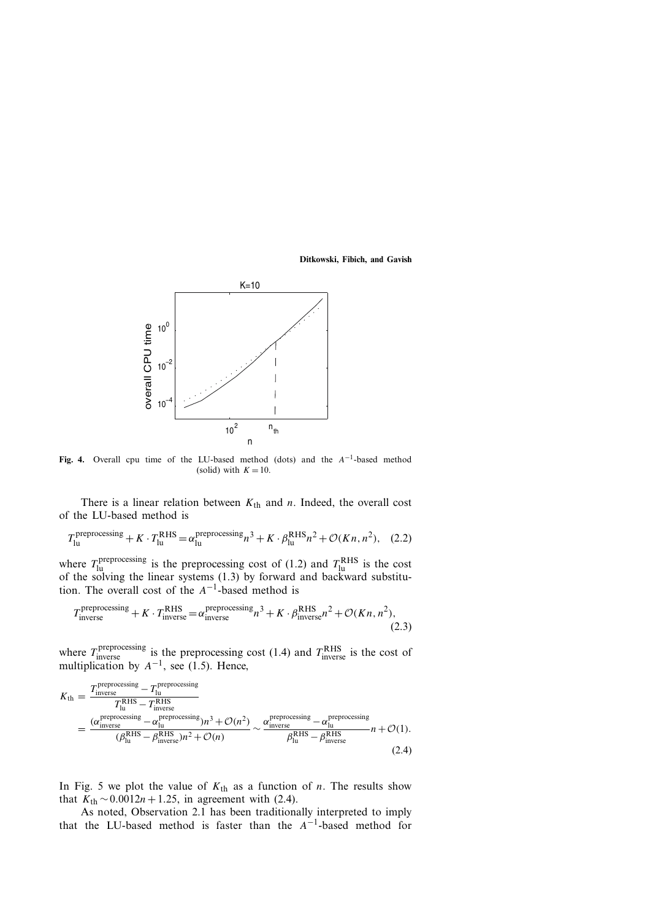**Fig. 4.** Overall cpu time of the LU-based method (dots) and the $A^{-1}$-based method (solid) with $K = 10$.

There is a linear relation between $K_{\text{th}}$ and $n$. Indeed, the overall cost of the LU-based method is

$$T_{\text{lu}}^{\text{preprocessing}} + K \cdot T_{\text{lu}}^{\text{RHS}} = \alpha_{\text{lu}}^{\text{preprocessing}} n^3 + K \cdot \beta_{\text{lu}}^{\text{RHS}} n^2 + \mathcal{O}(Kn, n^2), \quad (2.2)$$

where $T_{\text{lu}}^{\text{preprocessing}}$ is the preprocessing cost of (1.2) and $T_{\text{lu}}^{\text{RHS}}$ is the cost of the solving the linear systems (1.3) by forward and backward substitution. The overall cost of the $A^{-1}$-based method is

$$T_{\text{inverse}}^{\text{preprocessing}} + K \cdot T_{\text{inverse}}^{\text{RHS}} = \alpha_{\text{inverse}}^{\text{preprocessing}} n^3 + K \cdot \beta_{\text{inverse}}^{\text{RHS}} n^2 + \mathcal{O}(Kn, n^2), \quad (2.3)$$

where $T_{\text{inverse}}^{\text{preprocessing}}$ is the preprocessing cost (1.4) and $T_{\text{inverse}}^{\text{RHS}}$ is the cost of multiplication by $A^{-1}$, see (1.5). Hence,

$$\begin{aligned} K_{\text{th}} &= \frac{T_{\text{inverse}}^{\text{preprocessing}} - T_{\text{lu}}^{\text{preprocessing}}}{T_{\text{lu}}^{\text{RHS}} - T_{\text{inverse}}^{\text{RHS}}} \\ &= \frac{(\alpha_{\text{inverse}}^{\text{preprocessing}} - \alpha_{\text{lu}}^{\text{preprocessing}}) n^3 + \mathcal{O}(n^2)}{(\beta_{\text{lu}}^{\text{RHS}} - \beta_{\text{inverse}}^{\text{RHS}}) n^2 + \mathcal{O}(n)} \sim \frac{\alpha_{\text{inverse}}^{\text{preprocessing}} - \alpha_{\text{lu}}^{\text{preprocessing}}}{\beta_{\text{lu}}^{\text{RHS}} - \beta_{\text{inverse}}^{\text{RHS}}} n + \mathcal{O}(1). \end{aligned} \quad (2.4)$$

In Fig. 5 we plot the value of $K_{\text{th}}$ as a function of $n$. The results show that $K_{\text{th}} \sim 0.0012n + 1.25$, in agreement with (2.4).

As noted, Observation 2.1 has been traditionally interpreted to imply that the LU-based method is faster than the $A^{-1}$-based method for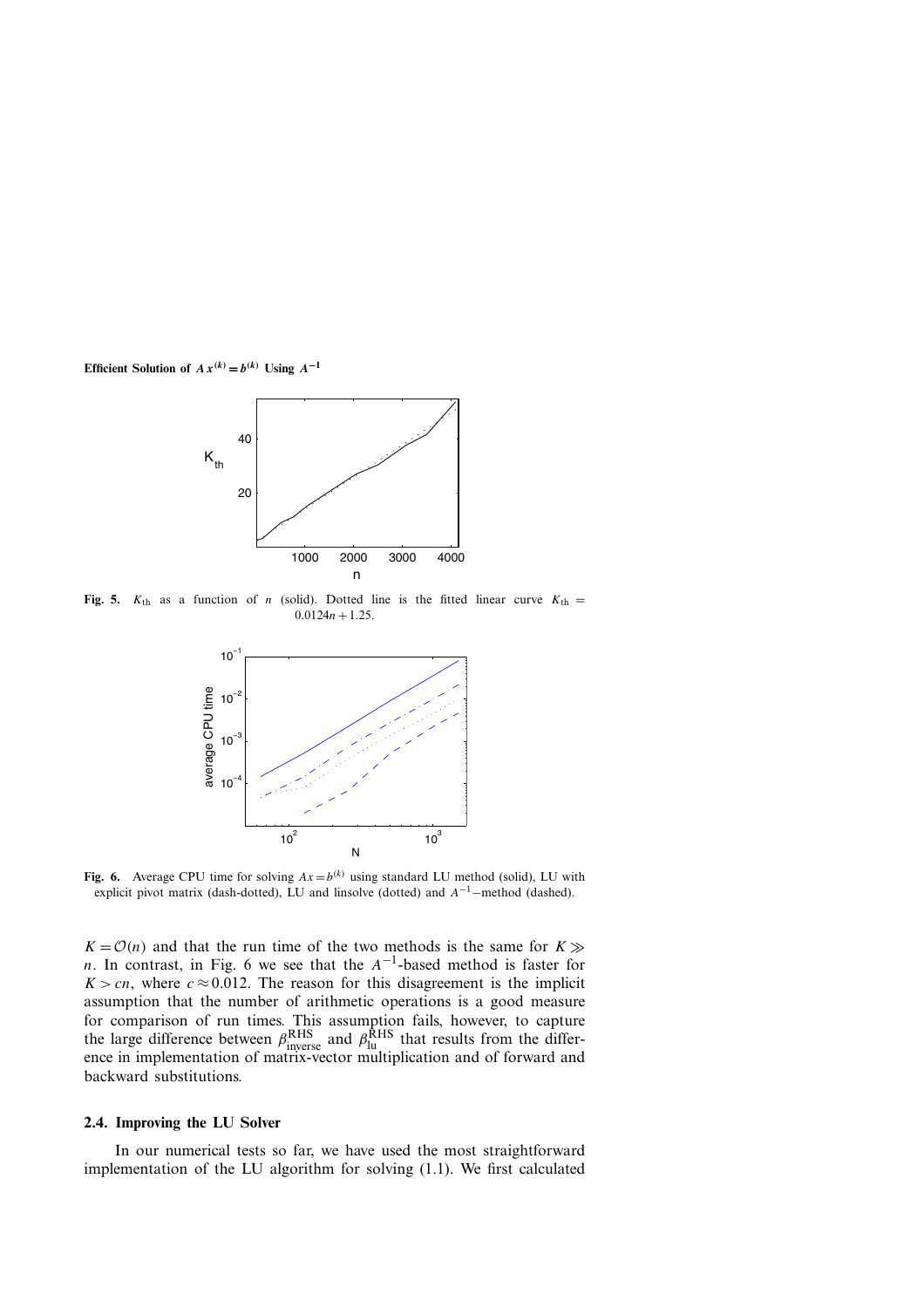**Fig. 5.** $K_{\text{th}}$ as a function of $n$ (solid). Dotted line is the fitted linear curve $K_{\text{th}} = 0.0124n + 1.25$.

**Fig. 6.** Average CPU time for solving $Ax = b^{(k)}$ using standard LU method (solid), LU with explicit pivot matrix (dash-dotted), LU and linsolve (dotted) and $A^{-1}$–method (dashed).

$K = \mathcal{O}(n)$ and that the run time of the two methods is the same for $K \gg n$. In contrast, in Fig. 6 we see that the $A^{-1}$-based method is faster for $K > cn$, where $c \approx 0.012$. The reason for this disagreement is the implicit assumption that the number of arithmetic operations is a good measure for comparison of run times. This assumption fails, however, to capture the large difference between $\beta^{\text{RHS}}_{\text{inverse}}$ and $\beta^{\text{RHS}}_{\text{lu}}$ that results from the difference in implementation of matrix-vector multiplication and of forward and backward substitutions.

### 2.4. Improving the LU Solver

In our numerical tests so far, we have used the most straightforward implementation of the LU algorithm for solving (1.1). We first calculated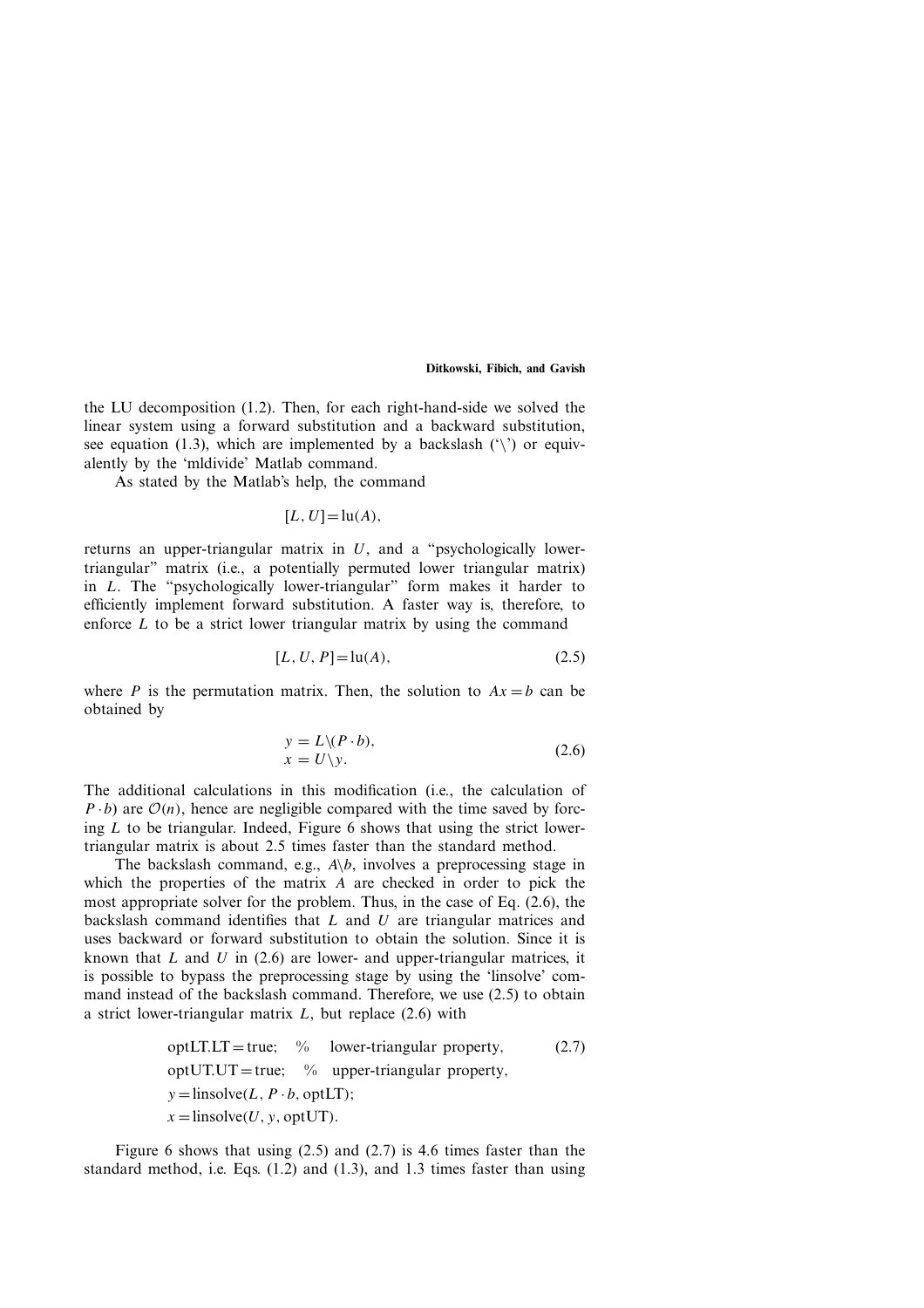the LU decomposition (1.2). Then, for each right-hand-side we solved the linear system using a forward substitution and a backward substitution, see equation (1.3), which are implemented by a backslash ('\') or equivalently by the 'mldivide' Matlab command.

As stated by the Matlab's help, the command

$$[L, U] = \text{lu}(A),$$

returns an upper-triangular matrix in $U$, and a "psychologically lower-triangular" matrix (i.e., a potentially permuted lower triangular matrix) in $L$. The "psychologically lower-triangular" form makes it harder to efficiently implement forward substitution. A faster way is, therefore, to enforce $L$ to be a strict lower triangular matrix by using the command

$$[L, U, P] = \text{lu}(A), \tag{2.5}$$

where $P$ is the permutation matrix. Then, the solution to $Ax = b$ can be obtained by

$$\begin{aligned} y &= L\backslash(P \cdot b), \\ x &= U\backslash y. \end{aligned} \tag{2.6}$$

The additional calculations in this modification (i.e., the calculation of $P \cdot b$) are $\mathcal{O}(n)$, hence are negligible compared with the time saved by forcing $L$ to be triangular. Indeed, Figure 6 shows that using the strict lower-triangular matrix is about 2.5 times faster than the standard method.

The backslash command, e.g., $A\backslash b$, involves a preprocessing stage in which the properties of the matrix $A$ are checked in order to pick the most appropriate solver for the problem. Thus, in the case of Eq. (2.6), the backslash command identifies that $L$ and $U$ are triangular matrices and uses backward or forward substitution to obtain the solution. Since it is known that $L$ and $U$ in (2.6) are lower- and upper-triangular matrices, it is possible to bypass the preprocessing stage by using the 'linsolve' command instead of the backslash command. Therefore, we use (2.5) to obtain a strict lower-triangular matrix $L$, but replace (2.6) with

$$\begin{aligned} &\text{optLT.LT} = \text{true}; \quad \% \quad \text{lower-triangular property}, \\ &\text{optUT.UT} = \text{true}; \quad \% \quad \text{upper-triangular property}, \\ &y = \text{linsolve}(L, P \cdot b, \text{optLT}); \\ &x = \text{linsolve}(U, y, \text{optUT}). \end{aligned} \tag{2.7}$$

Figure 6 shows that using (2.5) and (2.7) is 4.6 times faster than the standard method, i.e. Eqs. (1.2) and (1.3), and 1.3 times faster than using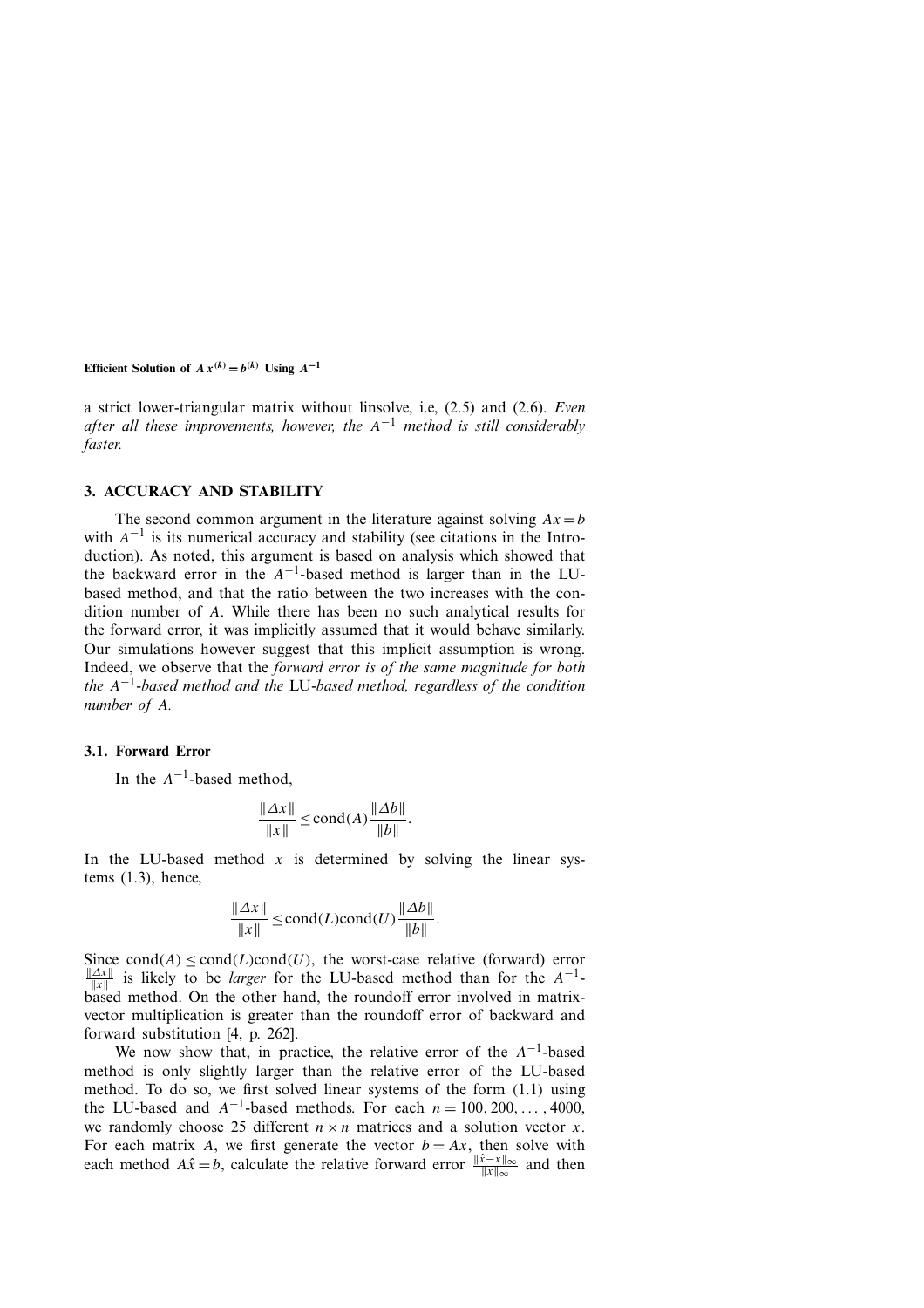a strict lower-triangular matrix without linsolve, i.e, (2.5) and (2.6). *Even after all these improvements, however, the $A^{-1}$ method is still considerably faster.*

## 3. ACCURACY AND STABILITY

The second common argument in the literature against solving $Ax=b$ with $A^{-1}$ is its numerical accuracy and stability (see citations in the Introduction). As noted, this argument is based on analysis which showed that the backward error in the $A^{-1}$-based method is larger than in the LU-based method, and that the ratio between the two increases with the condition number of $A$. While there has been no such analytical results for the forward error, it was implicitly assumed that it would behave similarly. Our simulations however suggest that this implicit assumption is wrong. Indeed, we observe that the *forward error is of the same magnitude for both the $A^{-1}$-based method and the LU-based method, regardless of the condition number of $A$.*

### 3.1. Forward Error

In the $A^{-1}$-based method,

$$\frac{\|\Delta x\|}{\|x\|} \leq \mathrm{cond}(A)\frac{\|\Delta b\|}{\|b\|}.$$

In the LU-based method $x$ is determined by solving the linear systems (1.3), hence,

$$\frac{\|\Delta x\|}{\|x\|} \leq \mathrm{cond}(L)\mathrm{cond}(U)\frac{\|\Delta b\|}{\|b\|}.$$

Since $\mathrm{cond}(A) \leq \mathrm{cond}(L)\mathrm{cond}(U)$, the worst-case relative (forward) error $\frac{\|\Delta x\|}{\|x\|}$ is likely to be *larger* for the LU-based method than for the $A^{-1}$-based method. On the other hand, the roundoff error involved in matrix-vector multiplication is greater than the roundoff error of backward and forward substitution [4, p. 262].

We now show that, in practice, the relative error of the $A^{-1}$-based method is only slightly larger than the relative error of the LU-based method. To do so, we first solved linear systems of the form (1.1) using the LU-based and $A^{-1}$-based methods. For each $n=100, 200, \ldots, 4000$, we randomly choose 25 different $n \times n$ matrices and a solution vector $x$. For each matrix $A$, we first generate the vector $b=Ax$, then solve with each method $A\hat{x}=b$, calculate the relative forward error $\frac{\|\hat{x}-x\|_\infty}{\|x\|_\infty}$ and then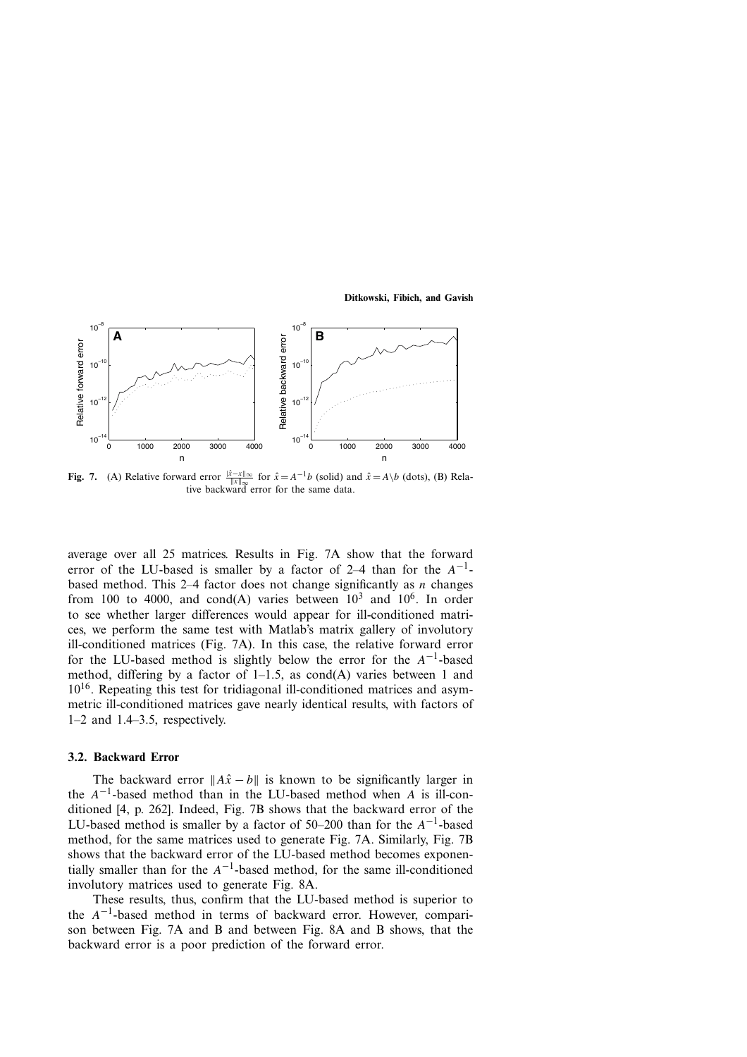Fig. 7. (A) Relative forward error $\frac{\|\hat{x}-x\|_\infty}{\|x\|_\infty}$ for $\hat{x} = A^{-1}b$ (solid) and $\hat{x} = A\backslash b$ (dots), (B) Relative backward error for the same data.

average over all 25 matrices. Results in Fig. 7A show that the forward error of the LU-based is smaller by a factor of 2–4 than for the $A^{-1}$-based method. This 2–4 factor does not change significantly as $n$ changes from 100 to 4000, and cond(A) varies between $10^3$ and $10^6$. In order to see whether larger differences would appear for ill-conditioned matrices, we perform the same test with Matlab's matrix gallery of involutory ill-conditioned matrices (Fig. 7A). In this case, the relative forward error for the LU-based method is slightly below the error for the $A^{-1}$-based method, differing by a factor of 1–1.5, as cond(A) varies between 1 and $10^{16}$. Repeating this test for tridiagonal ill-conditioned matrices and asymmetric ill-conditioned matrices gave nearly identical results, with factors of 1–2 and 1.4–3.5, respectively.

### 3.2. Backward Error

The backward error $\|A\hat{x} - b\|$ is known to be significantly larger in the $A^{-1}$-based method than in the LU-based method when $A$ is ill-conditioned [4, p. 262]. Indeed, Fig. 7B shows that the backward error of the LU-based method is smaller by a factor of 50–200 than for the $A^{-1}$-based method, for the same matrices used to generate Fig. 7A. Similarly, Fig. 7B shows that the backward error of the LU-based method becomes exponentially smaller than for the $A^{-1}$-based method, for the same ill-conditioned involutory matrices used to generate Fig. 8A.

These results, thus, confirm that the LU-based method is superior to the $A^{-1}$-based method in terms of backward error. However, comparison between Fig. 7A and B and between Fig. 8A and B shows, that the backward error is a poor prediction of the forward error.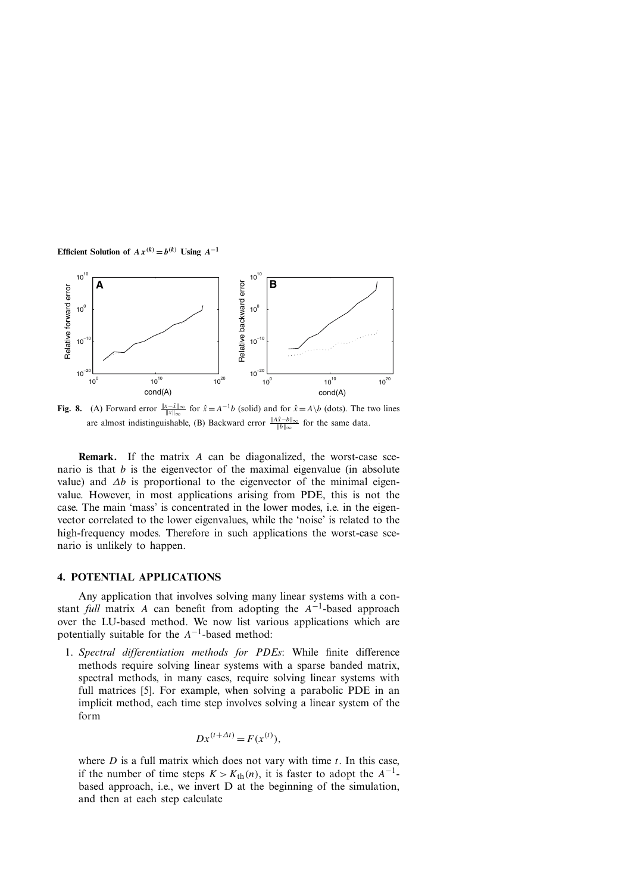**Fig. 8.** (A) Forward error $\frac{\|x-\hat{x}\|_\infty}{\|x\|_\infty}$ for $\hat{x} = A^{-1}b$ (solid) and for $\hat{x} = A\backslash b$ (dots). The two lines are almost indistinguishable, (B) Backward error $\frac{\|A\hat{x}-b\|_\infty}{\|b\|_\infty}$ for the same data.

**Remark.** If the matrix $A$ can be diagonalized, the worst-case scenario is that $b$ is the eigenvector of the maximal eigenvalue (in absolute value) and $\Delta b$ is proportional to the eigenvector of the minimal eigenvalue. However, in most applications arising from PDE, this is not the case. The main 'mass' is concentrated in the lower modes, i.e. in the eigenvector correlated to the lower eigenvalues, while the 'noise' is related to the high-frequency modes. Therefore in such applications the worst-case scenario is unlikely to happen.

## 4. POTENTIAL APPLICATIONS

Any application that involves solving many linear systems with a constant *full* matrix $A$ can benefit from adopting the $A^{-1}$-based approach over the LU-based method. We now list various applications which are potentially suitable for the $A^{-1}$-based method:

1. *Spectral differentiation methods for PDEs*: While finite difference methods require solving linear systems with a sparse banded matrix, spectral methods, in many cases, require solving linear systems with full matrices [5]. For example, when solving a parabolic PDE in an implicit method, each time step involves solving a linear system of the form

$$Dx^{(t+\Delta t)} = F(x^{(t)}),$$

where $D$ is a full matrix which does not vary with time $t$. In this case, if the number of time steps $K > K_{\text{th}}(n)$, it is faster to adopt the $A^{-1}$-based approach, i.e., we invert D at the beginning of the simulation, and then at each step calculate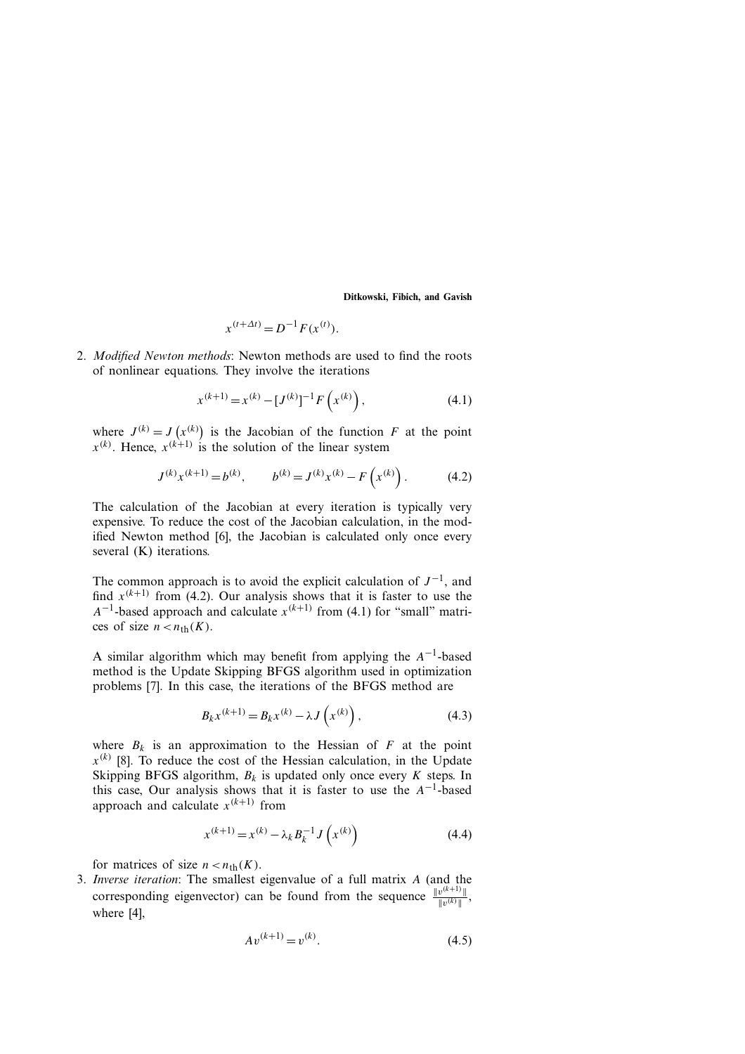$$x^{(t+\Delta t)} = D^{-1}F(x^{(t)}).$$

2. *Modified Newton methods*: Newton methods are used to find the roots of nonlinear equations. They involve the iterations

$$x^{(k+1)} = x^{(k)} - [J^{(k)}]^{-1}F\left(x^{(k)}\right), \tag{4.1}$$

where $J^{(k)} = J\left(x^{(k)}\right)$ is the Jacobian of the function $F$ at the point $x^{(k)}$. Hence, $x^{(k+1)}$ is the solution of the linear system

$$J^{(k)}x^{(k+1)} = b^{(k)}, \qquad b^{(k)} = J^{(k)}x^{(k)} - F\left(x^{(k)}\right). \tag{4.2}$$

The calculation of the Jacobian at every iteration is typically very expensive. To reduce the cost of the Jacobian calculation, in the modified Newton method [6], the Jacobian is calculated only once every several (K) iterations.

The common approach is to avoid the explicit calculation of $J^{-1}$, and find $x^{(k+1)}$ from (4.2). Our analysis shows that it is faster to use the $A^{-1}$-based approach and calculate $x^{(k+1)}$ from (4.1) for "small" matrices of size $n < n_{\text{th}}(K)$.

A similar algorithm which may benefit from applying the $A^{-1}$-based method is the Update Skipping BFGS algorithm used in optimization problems [7]. In this case, the iterations of the BFGS method are

$$B_k x^{(k+1)} = B_k x^{(k)} - \lambda J\left(x^{(k)}\right), \tag{4.3}$$

where $B_k$ is an approximation to the Hessian of $F$ at the point $x^{(k)}$ [8]. To reduce the cost of the Hessian calculation, in the Update Skipping BFGS algorithm, $B_k$ is updated only once every $K$ steps. In this case, Our analysis shows that it is faster to use the $A^{-1}$-based approach and calculate $x^{(k+1)}$ from

$$x^{(k+1)} = x^{(k)} - \lambda_k B_k^{-1} J\left(x^{(k)}\right) \tag{4.4}$$

for matrices of size $n < n_{\text{th}}(K)$.

3. *Inverse iteration*: The smallest eigenvalue of a full matrix $A$ (and the corresponding eigenvector) can be found from the sequence $\frac{\|v^{(k+1)}\|}{\|v^{(k)}\|}$, where [4],

$$Av^{(k+1)} = v^{(k)}. \tag{4.5}$$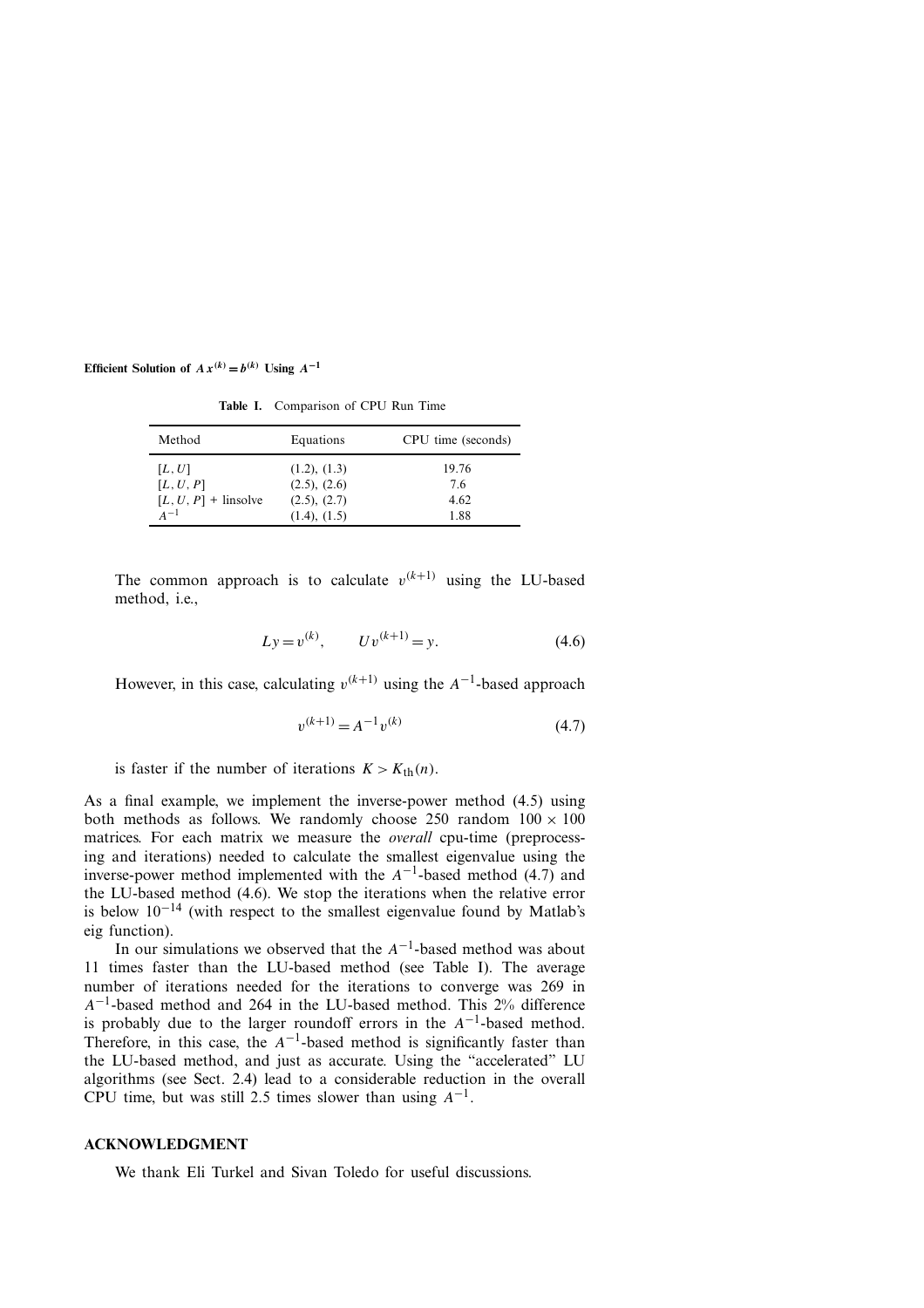**Table I.** Comparison of CPU Run Time

| Method | Equations | CPU time (seconds) |
|---|---|---|
| $[L, U]$ | (1.2), (1.3) | 19.76 |
| $[L, U, P]$ | (2.5), (2.6) | 7.6 |
| $[L, U, P]$ + linsolve | (2.5), (2.7) | 4.62 |
| $A^{-1}$ | (1.4), (1.5) | 1.88 |

The common approach is to calculate $v^{(k+1)}$ using the LU-based method, i.e.,

$$Ly = v^{(k)}, \qquad Uv^{(k+1)} = y. \tag{4.6}$$

However, in this case, calculating $v^{(k+1)}$ using the $A^{-1}$-based approach

$$v^{(k+1)} = A^{-1}v^{(k)} \tag{4.7}$$

is faster if the number of iterations $K > K_{\text{th}}(n)$.

As a final example, we implement the inverse-power method (4.5) using both methods as follows. We randomly choose 250 random $100 \times 100$ matrices. For each matrix we measure the *overall* cpu-time (preprocessing and iterations) needed to calculate the smallest eigenvalue using the inverse-power method implemented with the $A^{-1}$-based method (4.7) and the LU-based method (4.6). We stop the iterations when the relative error is below $10^{-14}$ (with respect to the smallest eigenvalue found by Matlab's eig function).

In our simulations we observed that the $A^{-1}$-based method was about 11 times faster than the LU-based method (see Table I). The average number of iterations needed for the iterations to converge was 269 in $A^{-1}$-based method and 264 in the LU-based method. This 2% difference is probably due to the larger roundoff errors in the $A^{-1}$-based method. Therefore, in this case, the $A^{-1}$-based method is significantly faster than the LU-based method, and just as accurate. Using the "accelerated" LU algorithms (see Sect. 2.4) lead to a considerable reduction in the overall CPU time, but was still 2.5 times slower than using $A^{-1}$.

## ACKNOWLEDGMENT

We thank Eli Turkel and Sivan Toledo for useful discussions.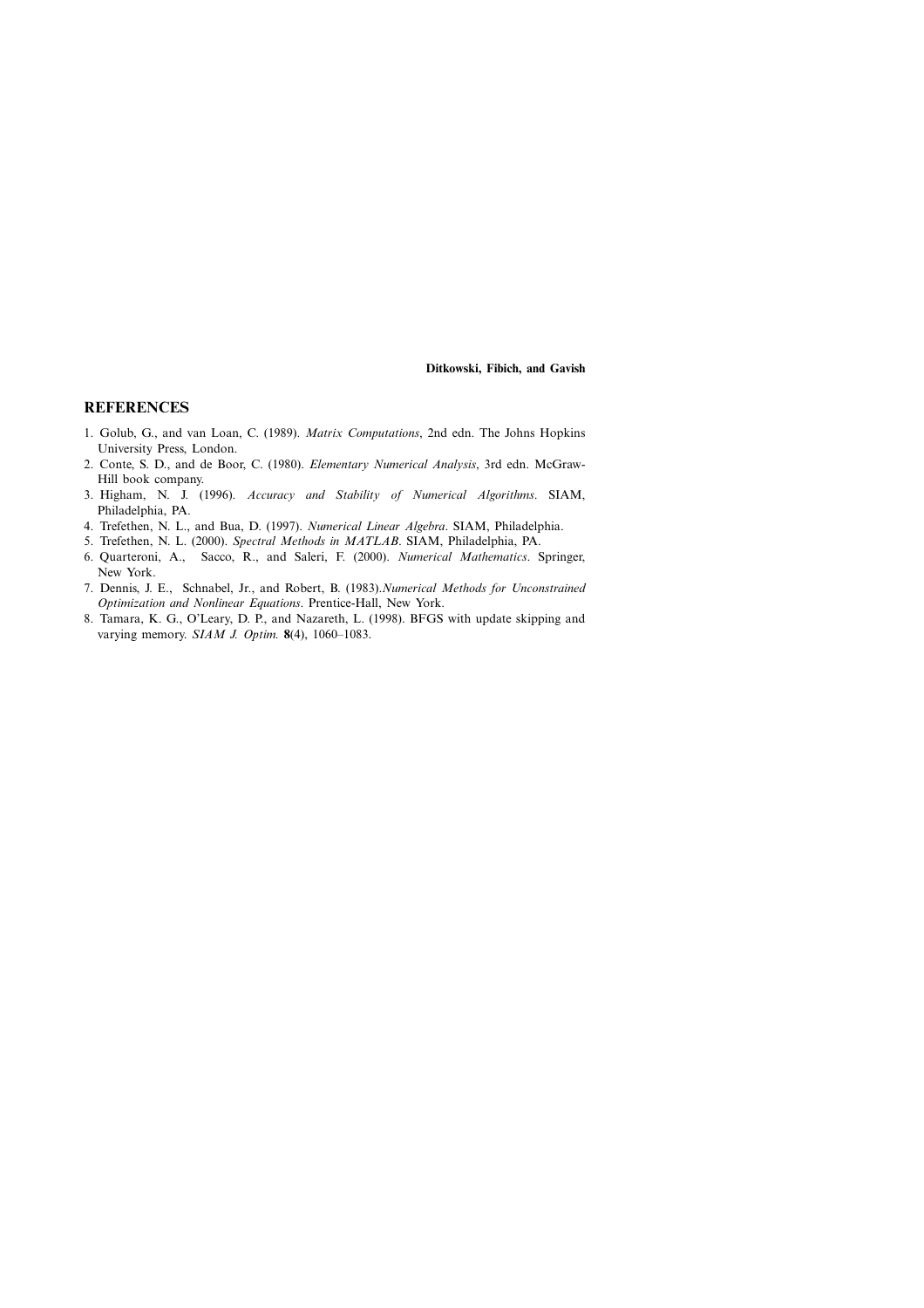## REFERENCES

1. Golub, G., and van Loan, C. (1989). *Matrix Computations*, 2nd edn. The Johns Hopkins University Press, London.
2. Conte, S. D., and de Boor, C. (1980). *Elementary Numerical Analysis*, 3rd edn. McGraw-Hill book company.
3. Higham, N. J. (1996). *Accuracy and Stability of Numerical Algorithms*. SIAM, Philadelphia, PA.
4. Trefethen, N. L., and Bua, D. (1997). *Numerical Linear Algebra*. SIAM, Philadelphia.
5. Trefethen, N. L. (2000). *Spectral Methods in MATLAB*. SIAM, Philadelphia, PA.
6. Quarteroni, A., Sacco, R., and Saleri, F. (2000). *Numerical Mathematics*. Springer, New York.
7. Dennis, J. E., Schnabel, Jr., and Robert, B. (1983).*Numerical Methods for Unconstrained Optimization and Nonlinear Equations*. Prentice-Hall, New York.
8. Tamara, K. G., O'Leary, D. P., and Nazareth, L. (1998). BFGS with update skipping and varying memory. *SIAM J. Optim.* **8**(4), 1060–1083.